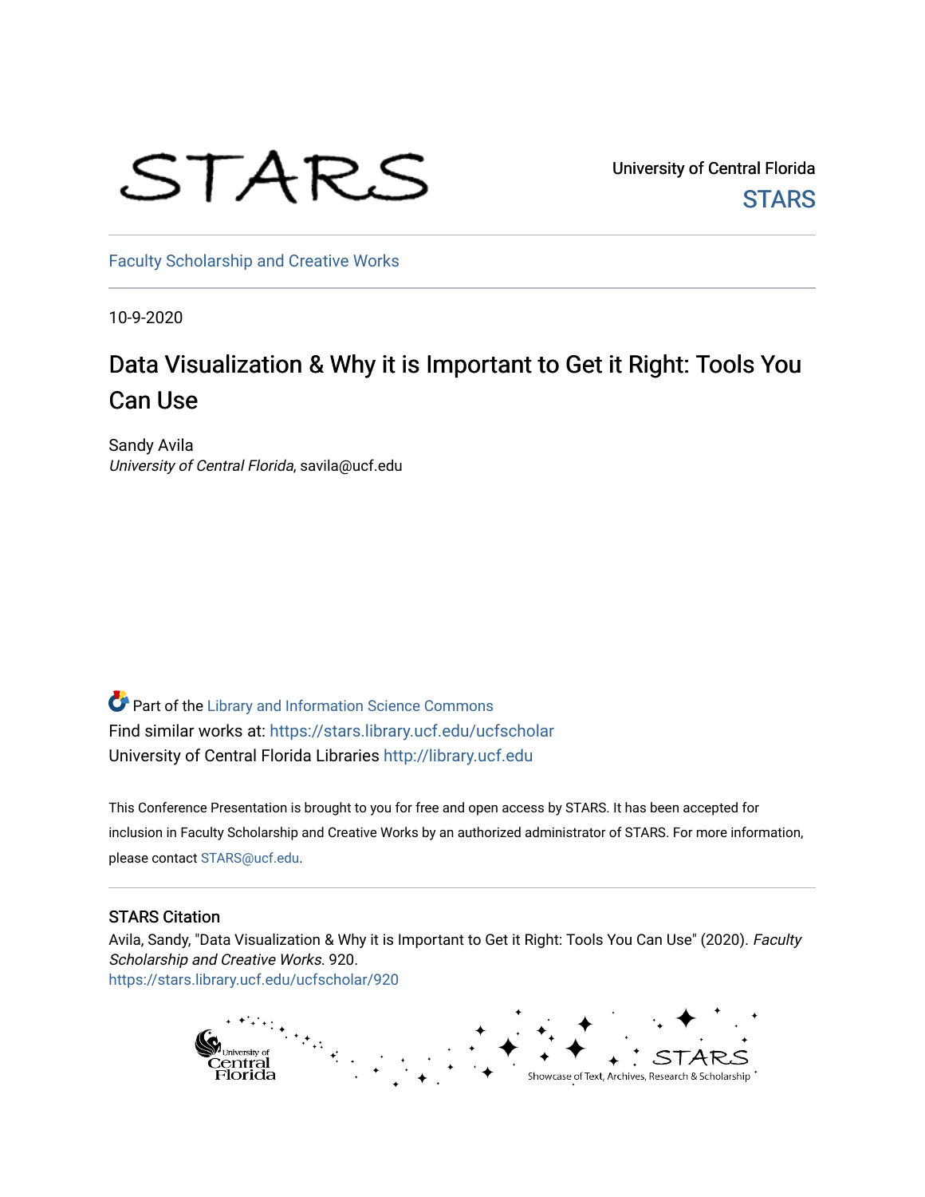STARS

University of Central Florida

STARS

Faculty Scholarship and Creative Works

10-9-2020

# Data Visualization & Why it is Important to Get it Right: Tools You Can Use

Sandy Avila
*University of Central Florida*, savila@ucf.edu

Part of the Library and Information Science Commons
Find similar works at: https://stars.library.ucf.edu/ucfscholar
University of Central Florida Libraries http://library.ucf.edu

This Conference Presentation is brought to you for free and open access by STARS. It has been accepted for inclusion in Faculty Scholarship and Creative Works by an authorized administrator of STARS. For more information, please contact STARS@ucf.edu.

## STARS Citation

Avila, Sandy, "Data Visualization & Why it is Important to Get it Right: Tools You Can Use" (2020). *Faculty Scholarship and Creative Works*. 920.
https://stars.library.ucf.edu/ucfscholar/920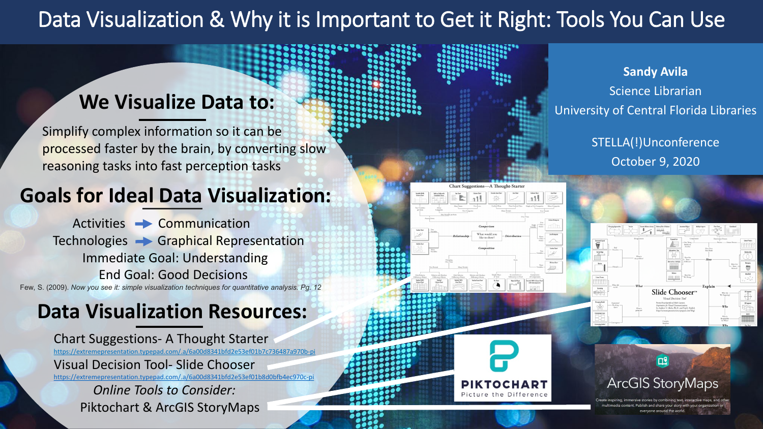# Data Visualization & Why it is Important to Get it Right: Tools You Can Use

**Sandy Avila**
Science Librarian
University of Central Florida Libraries

STELLA(!)Unconference
October 9, 2020

## We Visualize Data to:

Simplify complex information so it can be processed faster by the brain, by converting slow reasoning tasks into fast perception tasks

## Goals for Ideal Data Visualization:

Activities → Communication
Technologies → Graphical Representation
Immediate Goal: Understanding
End Goal: Good Decisions

Few, S. (2009). *Now you see it: simple visualization techniques for quantitative analysis.* Pg. 12

## Data Visualization Resources:

Chart Suggestions- A Thought Starter
https://extremepresentation.typepad.com/.a/6a00d8341bfd2e53ef01b7c736487a970b-pi

Visual Decision Tool- Slide Chooser
https://extremepresentation.typepad.com/.a/6a00d8341bfd2e53ef01b8d0bfb4ec970c-pi

*Online Tools to Consider:*
Piktochart & ArcGIS StoryMaps